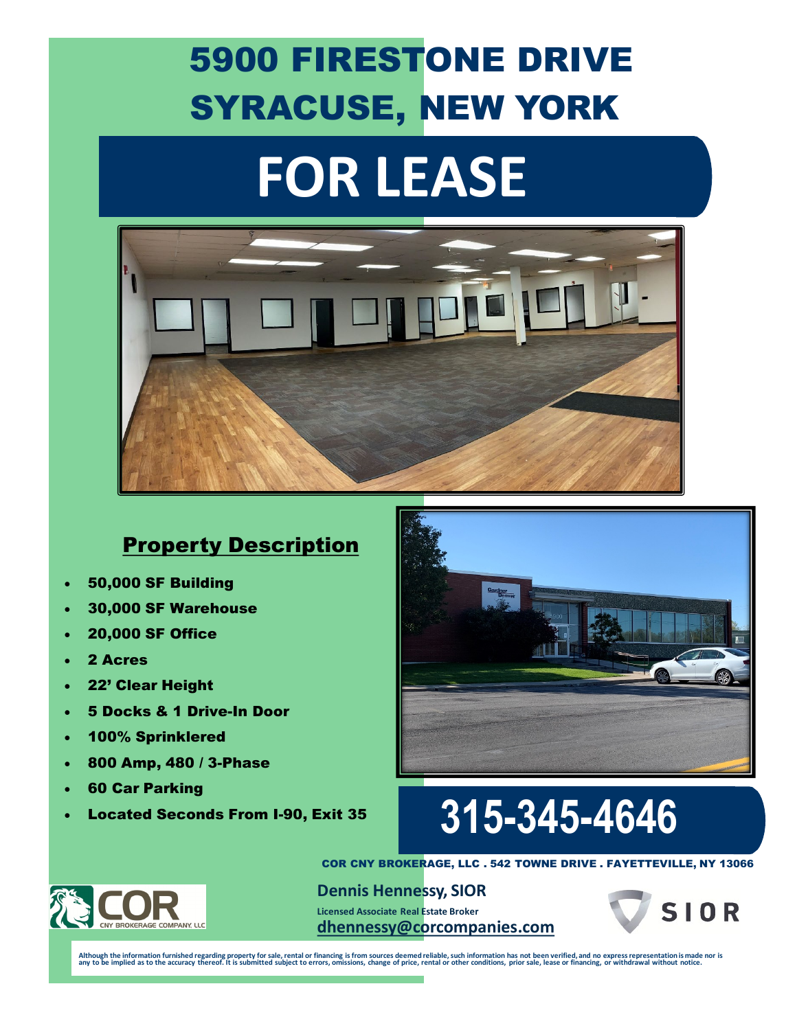# 5900 FIRESTONE DRIVE
# SYRACUSE, NEW YORK

# FOR LEASE

## Property Description

- 50,000 SF Building
- 30,000 SF Warehouse
- 20,000 SF Office
- 2 Acres
- 22' Clear Height
- 5 Docks & 1 Drive-In Door
- 100% Sprinklered
- 800 Amp, 480 / 3-Phase
- 60 Car Parking
- Located Seconds From I-90, Exit 35

## 315-345-4646

COR CNY BROKERAGE, LLC . 542 TOWNE DRIVE . FAYETTEVILLE, NY 13066

**Dennis Hennessy, SIOR**
Licensed Associate Real Estate Broker
dhennessy@corcompanies.com

COR CNY BROKERAGE COMPANY, LLC

SIOR

Although the information furnished regarding property for sale, rental or financing is from sources deemed reliable, such information has not been verified, and no express representation is made nor is any to be implied as to the accuracy thereof. It is submitted subject to errors, omissions, change of price, rental or other conditions, prior sale, lease or financing, or withdrawal without notice.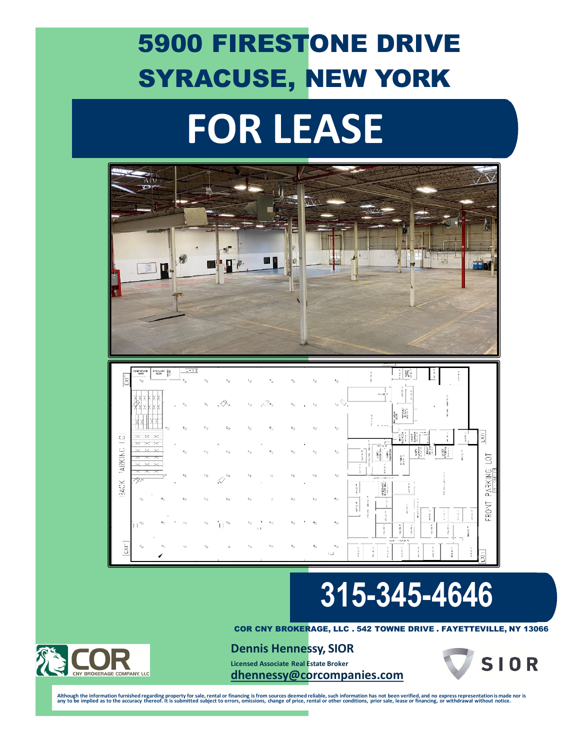# 5900 FIRESTONE DRIVE
# SYRACUSE, NEW YORK

# FOR LEASE

## 315-345-4646

COR CNY BROKERAGE, LLC . 542 TOWNE DRIVE . FAYETTEVILLE, NY 13066

**Dennis Hennessy, SIOR**

**Licensed Associate Real Estate Broker**

**dhennessy@corcompanies.com**

COR CNY BROKERAGE COMPANY, LLC

SIOR

Although the information furnished regarding property for sale, rental or financing is from sources deemed reliable, such information has not been verified, and no express representation is made nor is any to be implied as to the accuracy thereof. It is submitted subject to errors, omissions, change of price, rental or other conditions, prior sale, lease or financing, or withdrawal without notice.